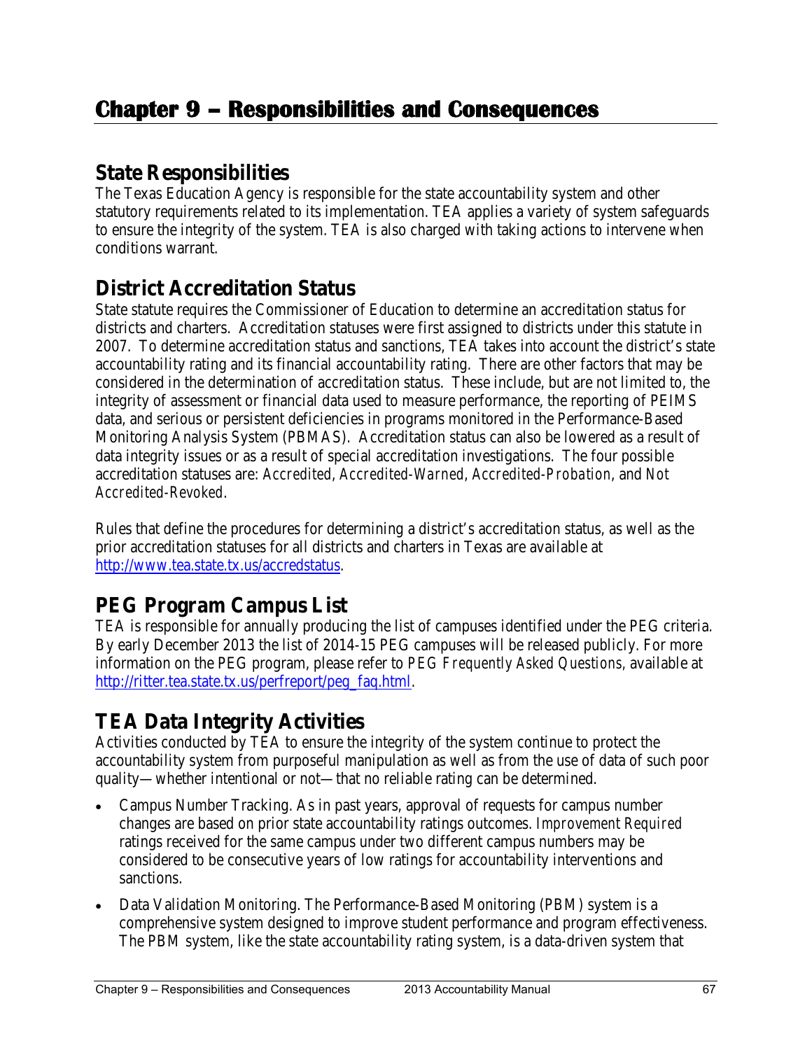# Chapter 9 – Responsibilities and Consequences

## State Responsibilities

The Texas Education Agency is responsible for the state accountability system and other statutory requirements related to its implementation. TEA applies a variety of system safeguards to ensure the integrity of the system. TEA is also charged with taking actions to intervene when conditions warrant.

## District Accreditation Status

State statute requires the Commissioner of Education to determine an accreditation status for districts and charters. Accreditation statuses were first assigned to districts under this statute in 2007. To determine accreditation status and sanctions, TEA takes into account the district's state accountability rating and its financial accountability rating. There are other factors that may be considered in the determination of accreditation status. These include, but are not limited to, the integrity of assessment or financial data used to measure performance, the reporting of PEIMS data, and serious or persistent deficiencies in programs monitored in the Performance-Based Monitoring Analysis System (PBMAS). Accreditation status can also be lowered as a result of data integrity issues or as a result of special accreditation investigations. The four possible accreditation statuses are: *Accredited*, *Accredited-Warned*, *Accredited-Probation*, and *Not Accredited-Revoked*.

Rules that define the procedures for determining a district's accreditation status, as well as the prior accreditation statuses for all districts and charters in Texas are available at http://www.tea.state.tx.us/accredstatus.

## PEG Program Campus List

TEA is responsible for annually producing the list of campuses identified under the PEG criteria. By early December 2013 the list of 2014-15 PEG campuses will be released publicly. For more information on the PEG program, please refer to *PEG Frequently Asked Questions*, available at http://ritter.tea.state.tx.us/perfreport/peg_faq.html.

## TEA Data Integrity Activities

Activities conducted by TEA to ensure the integrity of the system continue to protect the accountability system from purposeful manipulation as well as from the use of data of such poor quality—whether intentional or not—that no reliable rating can be determined.

- Campus Number Tracking. As in past years, approval of requests for campus number changes are based on prior state accountability ratings outcomes. *Improvement Required* ratings received for the same campus under two different campus numbers may be considered to be consecutive years of low ratings for accountability interventions and sanctions.
- Data Validation Monitoring. The Performance-Based Monitoring (PBM) system is a comprehensive system designed to improve student performance and program effectiveness. The PBM system, like the state accountability rating system, is a data-driven system that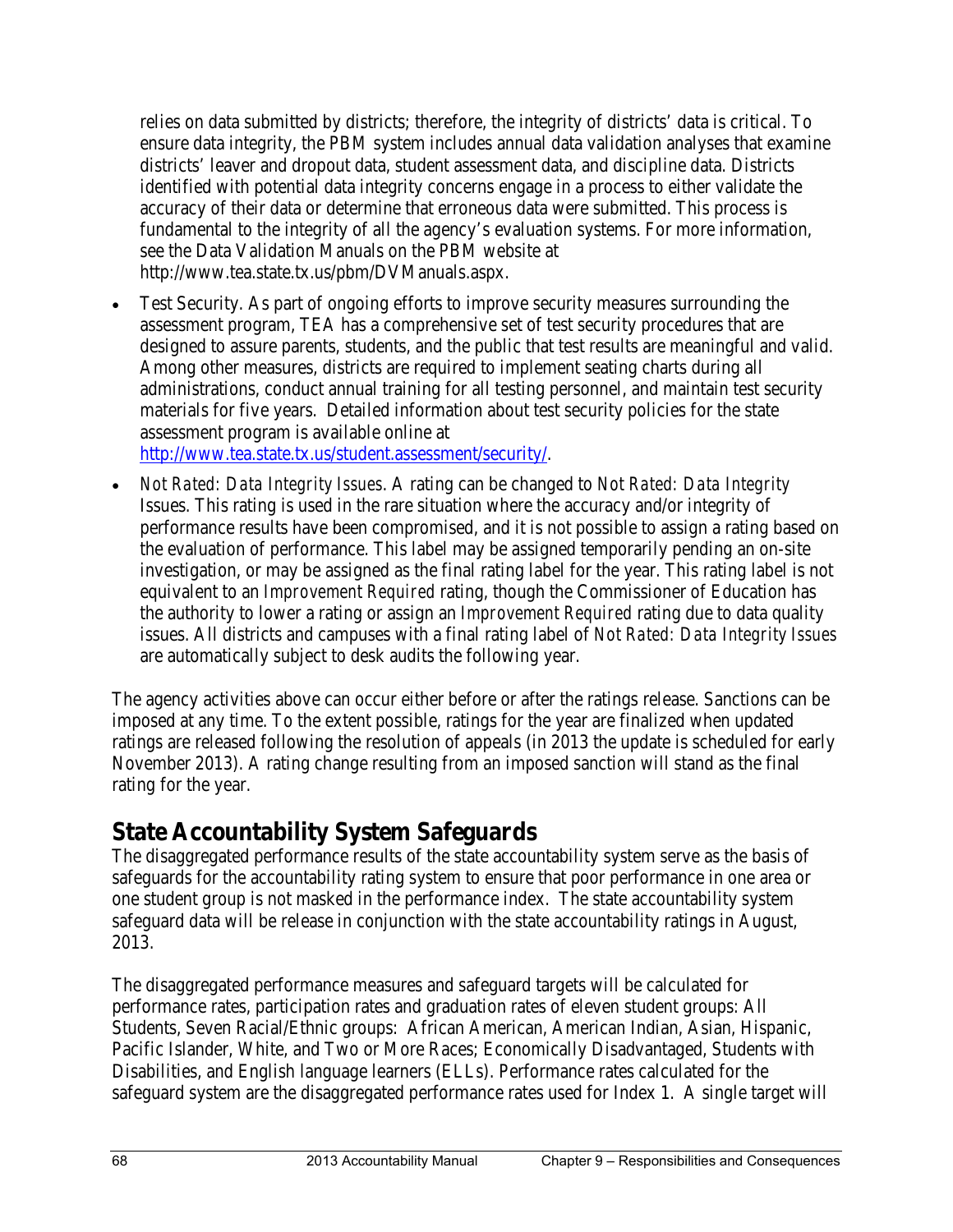relies on data submitted by districts; therefore, the integrity of districts' data is critical. To ensure data integrity, the PBM system includes annual data validation analyses that examine districts' leaver and dropout data, student assessment data, and discipline data. Districts identified with potential data integrity concerns engage in a process to either validate the accuracy of their data or determine that erroneous data were submitted. This process is fundamental to the integrity of all the agency's evaluation systems. For more information, see the Data Validation Manuals on the PBM website at http://www.tea.state.tx.us/pbm/DVManuals.aspx.

- Test Security. As part of ongoing efforts to improve security measures surrounding the assessment program, TEA has a comprehensive set of test security procedures that are designed to assure parents, students, and the public that test results are meaningful and valid. Among other measures, districts are required to implement seating charts during all administrations, conduct annual training for all testing personnel, and maintain test security materials for five years. Detailed information about test security policies for the state assessment program is available online at http://www.tea.state.tx.us/student.assessment/security/.
- *Not Rated: Data Integrity Issues*. A rating can be changed to *Not Rated: Data Integrity* Issues. This rating is used in the rare situation where the accuracy and/or integrity of performance results have been compromised, and it is not possible to assign a rating based on the evaluation of performance. This label may be assigned temporarily pending an on-site investigation, or may be assigned as the final rating label for the year. This rating label is not equivalent to an *Improvement Required* rating, though the Commissioner of Education has the authority to lower a rating or assign an *Improvement Required* rating due to data quality issues. All districts and campuses with a final rating label of *Not Rated: Data Integrity Issues* are automatically subject to desk audits the following year.

The agency activities above can occur either before or after the ratings release. Sanctions can be imposed at any time. To the extent possible, ratings for the year are finalized when updated ratings are released following the resolution of appeals (in 2013 the update is scheduled for early November 2013). A rating change resulting from an imposed sanction will stand as the final rating for the year.

## State Accountability System Safeguards

The disaggregated performance results of the state accountability system serve as the basis of safeguards for the accountability rating system to ensure that poor performance in one area or one student group is not masked in the performance index. The state accountability system safeguard data will be release in conjunction with the state accountability ratings in August, 2013.

The disaggregated performance measures and safeguard targets will be calculated for performance rates, participation rates and graduation rates of eleven student groups: All Students, Seven Racial/Ethnic groups: African American, American Indian, Asian, Hispanic, Pacific Islander, White, and Two or More Races; Economically Disadvantaged, Students with Disabilities, and English language learners (ELLs). Performance rates calculated for the safeguard system are the disaggregated performance rates used for Index 1. A single target will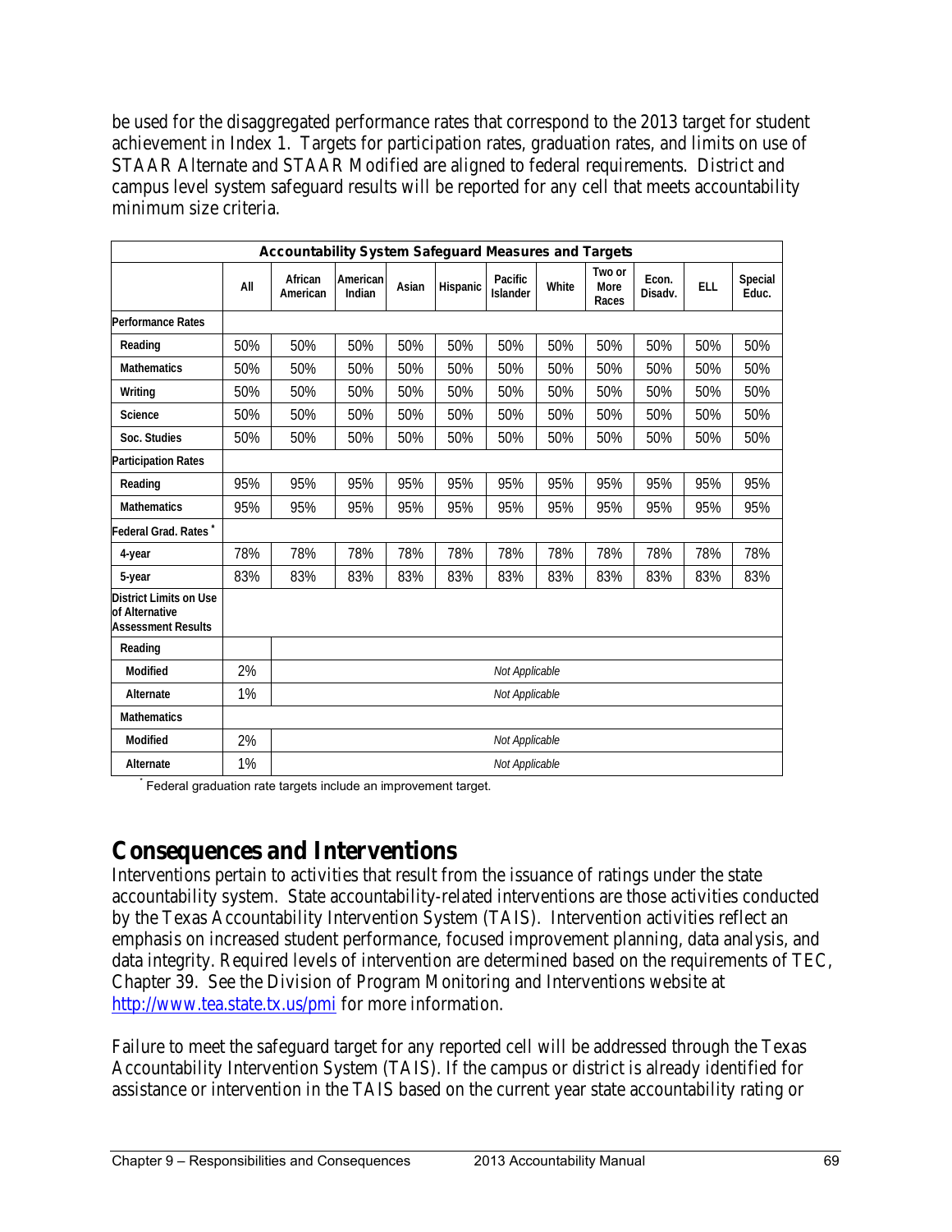be used for the disaggregated performance rates that correspond to the 2013 target for student achievement in Index 1. Targets for participation rates, graduation rates, and limits on use of STAAR Alternate and STAAR Modified are aligned to federal requirements. District and campus level system safeguard results will be reported for any cell that meets accountability minimum size criteria.

| Accountability System Safeguard Measures and Targets | | | | | | | | | | | |
|---|---|---|---|---|---|---|---|---|---|---|---|
| | All | African American | American Indian | Asian | Hispanic | Pacific Islander | White | Two or More Races | Econ. Disadv. | ELL | Special Educ. |
| **Performance Rates** | | | | | | | | | | | |
| Reading | 50% | 50% | 50% | 50% | 50% | 50% | 50% | 50% | 50% | 50% | 50% |
| Mathematics | 50% | 50% | 50% | 50% | 50% | 50% | 50% | 50% | 50% | 50% | 50% |
| Writing | 50% | 50% | 50% | 50% | 50% | 50% | 50% | 50% | 50% | 50% | 50% |
| Science | 50% | 50% | 50% | 50% | 50% | 50% | 50% | 50% | 50% | 50% | 50% |
| Soc. Studies | 50% | 50% | 50% | 50% | 50% | 50% | 50% | 50% | 50% | 50% | 50% |
| **Participation Rates** | | | | | | | | | | | |
| Reading | 95% | 95% | 95% | 95% | 95% | 95% | 95% | 95% | 95% | 95% | 95% |
| Mathematics | 95% | 95% | 95% | 95% | 95% | 95% | 95% | 95% | 95% | 95% | 95% |
| **Federal Grad. Rates** * | | | | | | | | | | | |
| 4-year | 78% | 78% | 78% | 78% | 78% | 78% | 78% | 78% | 78% | 78% | 78% |
| 5-year | 83% | 83% | 83% | 83% | 83% | 83% | 83% | 83% | 83% | 83% | 83% |
| **District Limits on Use of Alternative Assessment Results** | | | | | | | | | | | |
| Reading | | | | | | | | | | | |
| Modified | 2% | *Not Applicable* | | | | | | | | | |
| Alternate | 1% | *Not Applicable* | | | | | | | | | |
| Mathematics | | | | | | | | | | | |
| Modified | 2% | *Not Applicable* | | | | | | | | | |
| Alternate | 1% | *Not Applicable* | | | | | | | | | |

* Federal graduation rate targets include an improvement target.

## Consequences and Interventions

Interventions pertain to activities that result from the issuance of ratings under the state accountability system. State accountability-related interventions are those activities conducted by the Texas Accountability Intervention System (TAIS). Intervention activities reflect an emphasis on increased student performance, focused improvement planning, data analysis, and data integrity. Required levels of intervention are determined based on the requirements of TEC, Chapter 39. See the Division of Program Monitoring and Interventions website at http://www.tea.state.tx.us/pmi for more information.

Failure to meet the safeguard target for any reported cell will be addressed through the Texas Accountability Intervention System (TAIS). If the campus or district is already identified for assistance or intervention in the TAIS based on the current year state accountability rating or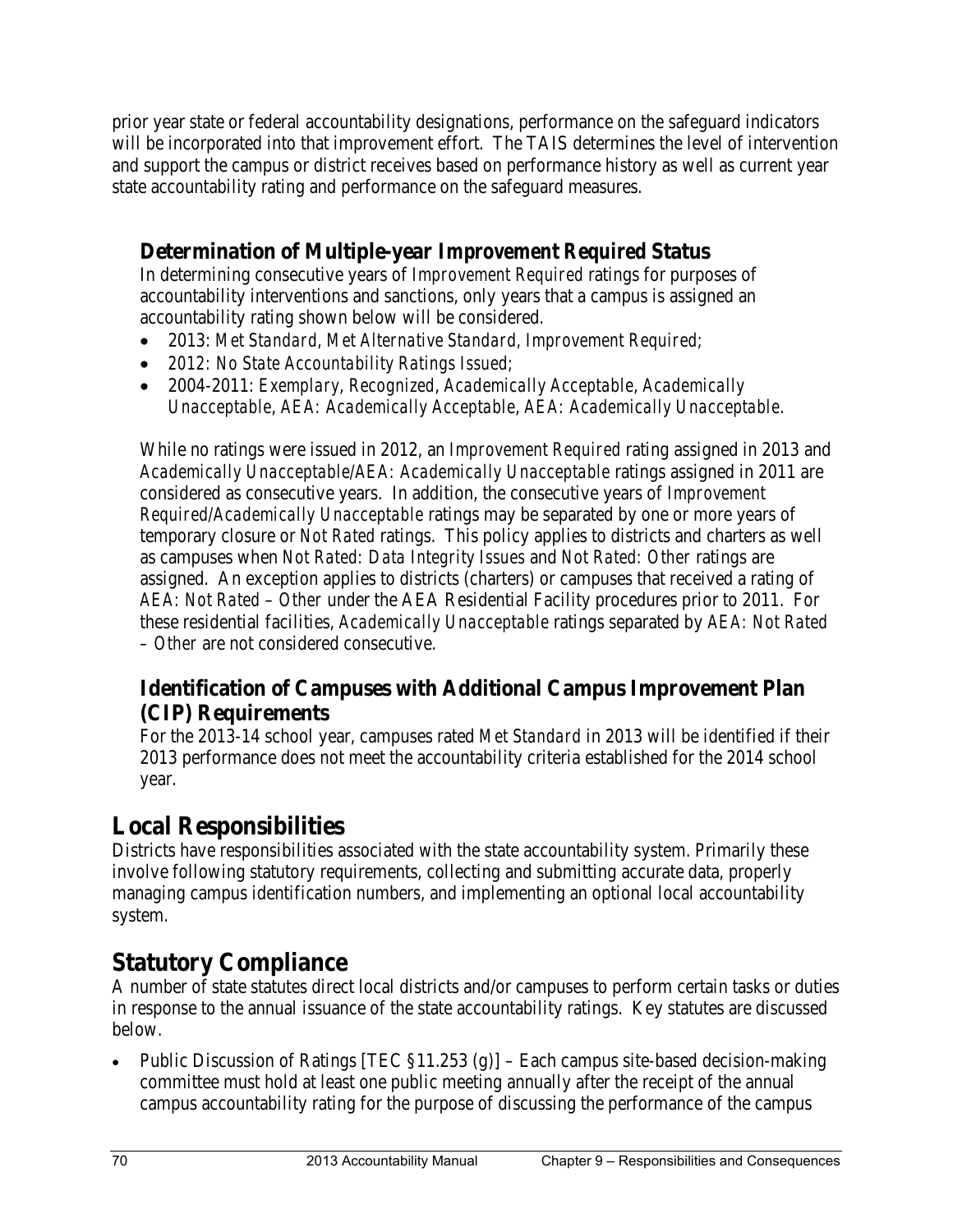prior year state or federal accountability designations, performance on the safeguard indicators will be incorporated into that improvement effort. The TAIS determines the level of intervention and support the campus or district receives based on performance history as well as current year state accountability rating and performance on the safeguard measures.

### Determination of Multiple-year Improvement Required Status

In determining consecutive years of *Improvement Required* ratings for purposes of accountability interventions and sanctions, only years that a campus is assigned an accountability rating shown below will be considered.

- 2013: *Met Standard*, *Met Alternative Standard*, *Improvement Required;*
- *2012: No State Accountability Ratings Issued;*
- 2004-2011: *Exemplary*, *Recognized*, *Academically Acceptable*, *Academically Unacceptable*, *AEA: Academically Acceptable*, *AEA: Academically Unacceptable*.

While no ratings were issued in 2012, an *Improvement Required* rating assigned in 2013 and *Academically Unacceptable/AEA: Academically Unacceptable* ratings assigned in 2011 are considered as consecutive years. In addition, the consecutive years of *Improvement Required/Academically Unacceptable* ratings may be separated by one or more years of temporary closure or *Not Rated* ratings. This policy applies to districts and charters as well as campuses when *Not Rated: Data Integrity Issues* and *Not Rated: Other* ratings are assigned. An exception applies to districts (charters) or campuses that received a rating of *AEA: Not Rated – Other* under the AEA Residential Facility procedures prior to 2011. For these residential facilities, *Academically Unacceptable* ratings separated by *AEA: Not Rated – Other* are not considered consecutive.

### Identification of Campuses with Additional Campus Improvement Plan (CIP) Requirements

For the 2013-14 school year, campuses rated *Met Standard* in 2013 will be identified if their 2013 performance does not meet the accountability criteria established for the 2014 school year.

## Local Responsibilities

Districts have responsibilities associated with the state accountability system. Primarily these involve following statutory requirements, collecting and submitting accurate data, properly managing campus identification numbers, and implementing an optional local accountability system.

## Statutory Compliance

A number of state statutes direct local districts and/or campuses to perform certain tasks or duties in response to the annual issuance of the state accountability ratings. Key statutes are discussed below.

- Public Discussion of Ratings [TEC §11.253 (g)] – Each campus site-based decision-making committee must hold at least one public meeting annually after the receipt of the annual campus accountability rating for the purpose of discussing the performance of the campus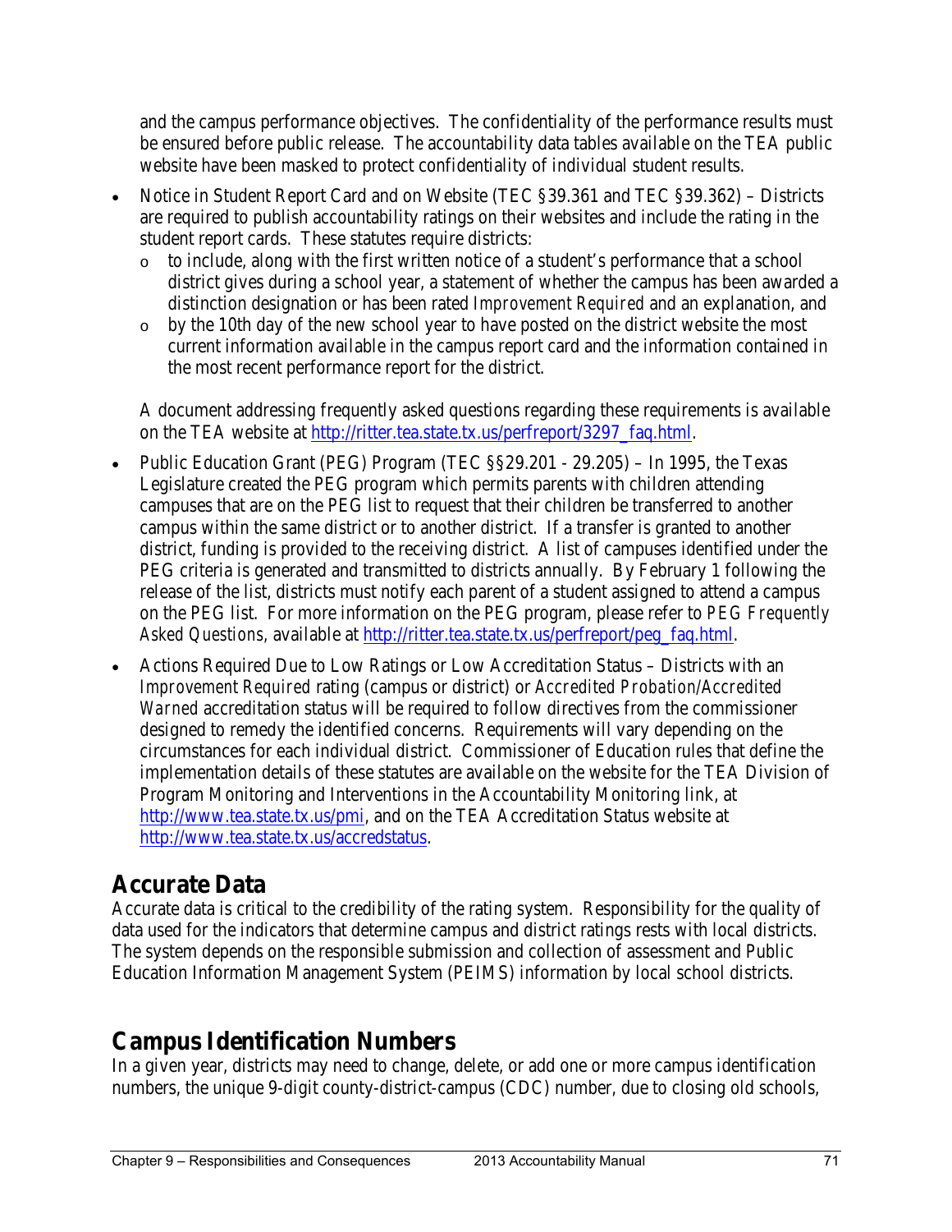and the campus performance objectives. The confidentiality of the performance results must be ensured before public release. The accountability data tables available on the TEA public website have been masked to protect confidentiality of individual student results.

- Notice in Student Report Card and on Website (TEC §39.361 and TEC §39.362) – Districts are required to publish accountability ratings on their websites and include the rating in the student report cards. These statutes require districts:
  - to include, along with the first written notice of a student's performance that a school district gives during a school year, a statement of whether the campus has been awarded a distinction designation or has been rated *Improvement Required* and an explanation, and
  - by the 10th day of the new school year to have posted on the district website the most current information available in the campus report card and the information contained in the most recent performance report for the district.

  A document addressing frequently asked questions regarding these requirements is available on the TEA website at http://ritter.tea.state.tx.us/perfreport/3297_faq.html.

- Public Education Grant (PEG) Program (TEC §§29.201 - 29.205) – In 1995, the Texas Legislature created the PEG program which permits parents with children attending campuses that are on the PEG list to request that their children be transferred to another campus within the same district or to another district. If a transfer is granted to another district, funding is provided to the receiving district. A list of campuses identified under the PEG criteria is generated and transmitted to districts annually. By February 1 following the release of the list, districts must notify each parent of a student assigned to attend a campus on the PEG list. For more information on the PEG program, please refer to *PEG Frequently Asked Questions*, available at http://ritter.tea.state.tx.us/perfreport/peg_faq.html.

- Actions Required Due to Low Ratings or Low Accreditation Status – Districts with an *Improvement Required* rating (campus or district) or *Accredited Probation/Accredited Warned* accreditation status will be required to follow directives from the commissioner designed to remedy the identified concerns. Requirements will vary depending on the circumstances for each individual district. Commissioner of Education rules that define the implementation details of these statutes are available on the website for the TEA Division of Program Monitoring and Interventions in the Accountability Monitoring link, at http://www.tea.state.tx.us/pmi, and on the TEA Accreditation Status website at http://www.tea.state.tx.us/accredstatus.

## Accurate Data

Accurate data is critical to the credibility of the rating system. Responsibility for the quality of data used for the indicators that determine campus and district ratings rests with local districts. The system depends on the responsible submission and collection of assessment and Public Education Information Management System (PEIMS) information by local school districts.

## Campus Identification Numbers

In a given year, districts may need to change, delete, or add one or more campus identification numbers, the unique 9-digit county-district-campus (CDC) number, due to closing old schools,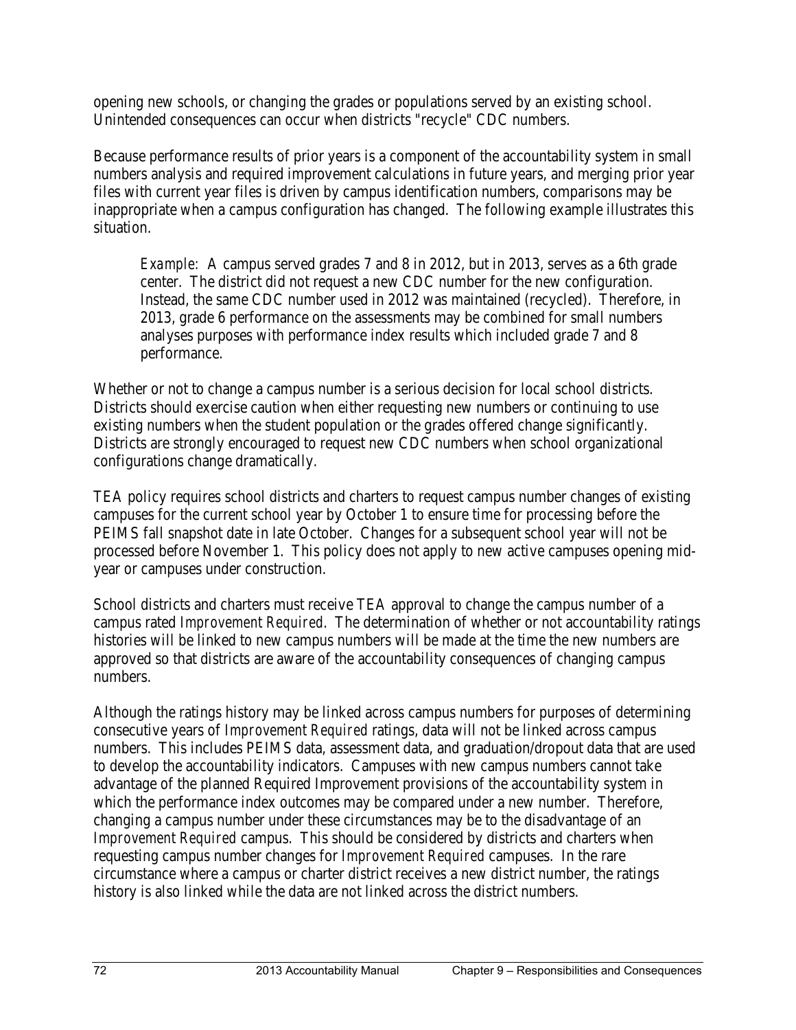opening new schools, or changing the grades or populations served by an existing school. Unintended consequences can occur when districts "recycle" CDC numbers.

Because performance results of prior years is a component of the accountability system in small numbers analysis and required improvement calculations in future years, and merging prior year files with current year files is driven by campus identification numbers, comparisons may be inappropriate when a campus configuration has changed. The following example illustrates this situation.

> *Example*: A campus served grades 7 and 8 in 2012, but in 2013, serves as a 6th grade center. The district did not request a new CDC number for the new configuration. Instead, the same CDC number used in 2012 was maintained (recycled). Therefore, in 2013, grade 6 performance on the assessments may be combined for small numbers analyses purposes with performance index results which included grade 7 and 8 performance.

Whether or not to change a campus number is a serious decision for local school districts. Districts should exercise caution when either requesting new numbers or continuing to use existing numbers when the student population or the grades offered change significantly. Districts are strongly encouraged to request new CDC numbers when school organizational configurations change dramatically.

TEA policy requires school districts and charters to request campus number changes of existing campuses for the current school year by October 1 to ensure time for processing before the PEIMS fall snapshot date in late October. Changes for a subsequent school year will not be processed before November 1. This policy does not apply to new active campuses opening mid-year or campuses under construction.

School districts and charters must receive TEA approval to change the campus number of a campus rated *Improvement Required*. The determination of whether or not accountability ratings histories will be linked to new campus numbers will be made at the time the new numbers are approved so that districts are aware of the accountability consequences of changing campus numbers.

Although the ratings history may be linked across campus numbers for purposes of determining consecutive years of *Improvement Required* ratings, data will not be linked across campus numbers. This includes PEIMS data, assessment data, and graduation/dropout data that are used to develop the accountability indicators. Campuses with new campus numbers cannot take advantage of the planned Required Improvement provisions of the accountability system in which the performance index outcomes may be compared under a new number. Therefore, changing a campus number under these circumstances may be to the disadvantage of an *Improvement Required* campus. This should be considered by districts and charters when requesting campus number changes for *Improvement Required* campuses. In the rare circumstance where a campus or charter district receives a new district number, the ratings history is also linked while the data are not linked across the district numbers.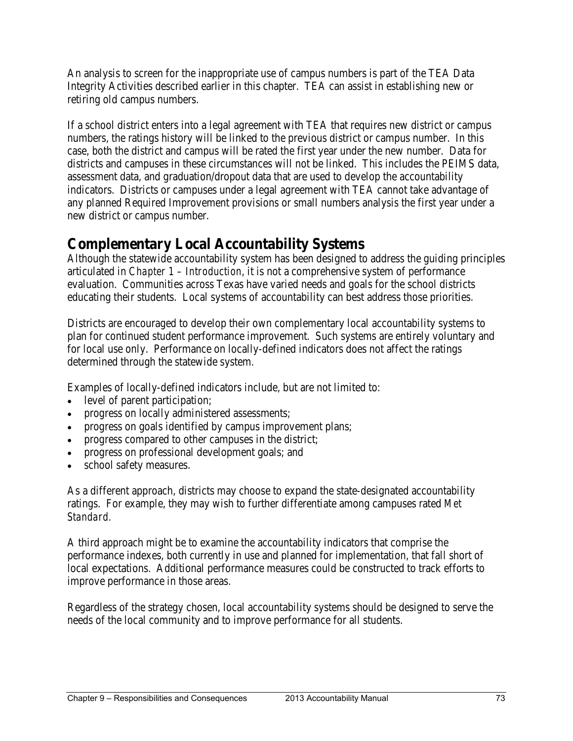An analysis to screen for the inappropriate use of campus numbers is part of the TEA Data Integrity Activities described earlier in this chapter. TEA can assist in establishing new or retiring old campus numbers.

If a school district enters into a legal agreement with TEA that requires new district or campus numbers, the ratings history will be linked to the previous district or campus number. In this case, both the district and campus will be rated the first year under the new number. Data for districts and campuses in these circumstances will not be linked. This includes the PEIMS data, assessment data, and graduation/dropout data that are used to develop the accountability indicators. Districts or campuses under a legal agreement with TEA cannot take advantage of any planned Required Improvement provisions or small numbers analysis the first year under a new district or campus number.

## Complementary Local Accountability Systems

Although the statewide accountability system has been designed to address the guiding principles articulated in *Chapter 1 – Introduction*, it is not a comprehensive system of performance evaluation. Communities across Texas have varied needs and goals for the school districts educating their students. Local systems of accountability can best address those priorities.

Districts are encouraged to develop their own complementary local accountability systems to plan for continued student performance improvement. Such systems are entirely voluntary and for local use only. Performance on locally-defined indicators does not affect the ratings determined through the statewide system.

Examples of locally-defined indicators include, but are not limited to:

- level of parent participation;
- progress on locally administered assessments;
- progress on goals identified by campus improvement plans;
- progress compared to other campuses in the district;
- progress on professional development goals; and
- school safety measures.

As a different approach, districts may choose to expand the state-designated accountability ratings. For example, they may wish to further differentiate among campuses rated *Met Standard.*

A third approach might be to examine the accountability indicators that comprise the performance indexes, both currently in use and planned for implementation, that fall short of local expectations. Additional performance measures could be constructed to track efforts to improve performance in those areas.

Regardless of the strategy chosen, local accountability systems should be designed to serve the needs of the local community and to improve performance for all students.